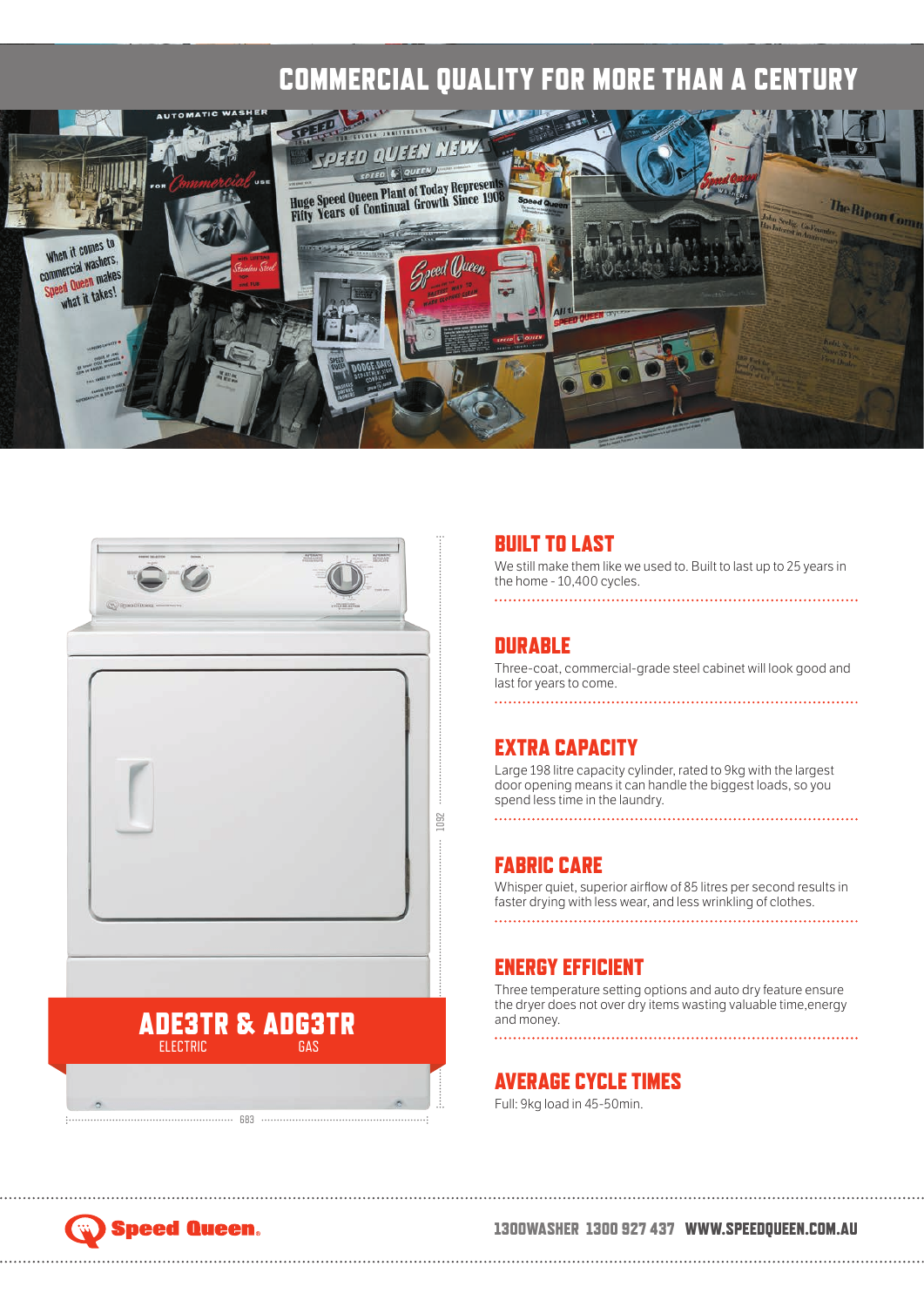# COMMERCIAL QUALITY FOR MORE THAN A CENTURY

## ADE3TR & ADG3TR

ELECTRIC GAS

1092

683

## BUILT TO LAST

We still make them like we used to. Built to last up to 25 years in the home - 10,400 cycles.

## DURABLE

Three-coat, commercial-grade steel cabinet will look good and last for years to come.

## EXTRA CAPACITY

Large 198 litre capacity cylinder, rated to 9kg with the largest door opening means it can handle the biggest loads, so you spend less time in the laundry.

## FABRIC CARE

Whisper quiet, superior airflow of 85 litres per second results in faster drying with less wear, and less wrinkling of clothes.

## ENERGY EFFICIENT

Three temperature setting options and auto dry feature ensure the dryer does not over dry items wasting valuable time,energy and money.

## AVERAGE CYCLE TIMES

Full: 9kg load in 45-50min.

Speed Queen.

1300WASHER 1300 927 437 WWW.SPEEDQUEEN.COM.AU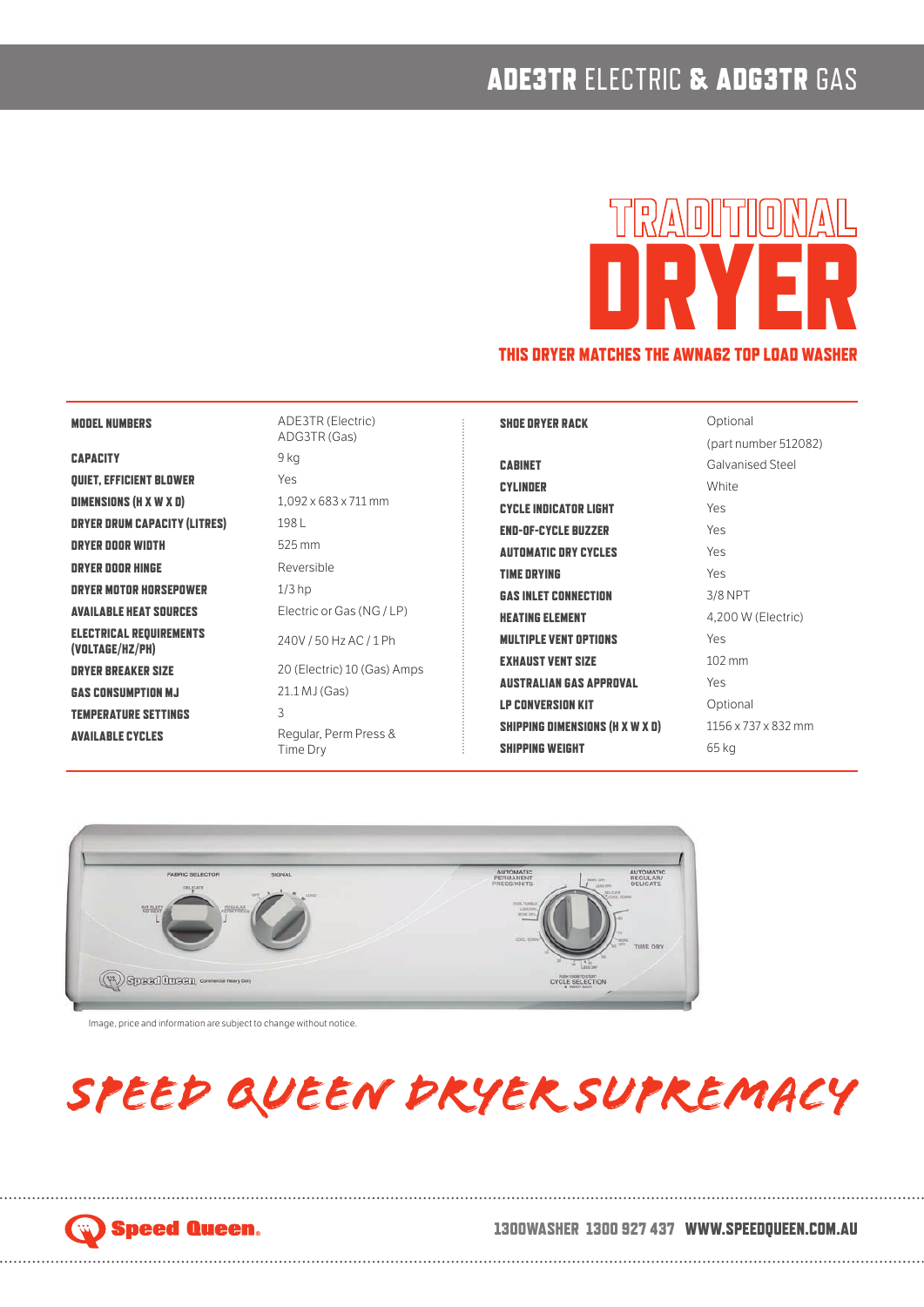# ADE3TR ELECTRIC & ADG3TR GAS

# TRADITIONAL DRYER

**THIS DRYER MATCHES THE AWNA62 TOP LOAD WASHER**

| | |
|---|---|
| **MODEL NUMBERS** | ADE3TR (Electric) ADG3TR (Gas) |
| **CAPACITY** | 9 kg |
| **QUIET, EFFICIENT BLOWER** | Yes |
| **DIMENSIONS (H X W X D)** | 1,092 x 683 x 711 mm |
| **DRYER DRUM CAPACITY (LITRES)** | 198 L |
| **DRYER DOOR WIDTH** | 525 mm |
| **DRYER DOOR HINGE** | Reversible |
| **DRYER MOTOR HORSEPOWER** | 1/3 hp |
| **AVAILABLE HEAT SOURCES** | Electric or Gas (NG / LP) |
| **ELECTRICAL REQUIREMENTS (VOLTAGE/HZ/PH)** | 240V / 50 Hz AC / 1 Ph |
| **DRYER BREAKER SIZE** | 20 (Electric) 10 (Gas) Amps |
| **GAS CONSUMPTION MJ** | 21.1 MJ (Gas) |
| **TEMPERATURE SETTINGS** | 3 |
| **AVAILABLE CYCLES** | Regular, Perm Press & Time Dry |
| **SHOE DRYER RACK** | Optional (part number 512082) |
| **CABINET** | Galvanised Steel |
| **CYLINDER** | White |
| **CYCLE INDICATOR LIGHT** | Yes |
| **END-OF-CYCLE BUZZER** | Yes |
| **AUTOMATIC DRY CYCLES** | Yes |
| **TIME DRYING** | Yes |
| **GAS INLET CONNECTION** | 3/8 NPT |
| **HEATING ELEMENT** | 4,200 W (Electric) |
| **MULTIPLE VENT OPTIONS** | Yes |
| **EXHAUST VENT SIZE** | 102 mm |
| **AUSTRALIAN GAS APPROVAL** | Yes |
| **LP CONVERSION KIT** | Optional |
| **SHIPPING DIMENSIONS (H X W X D)** | 1156 x 737 x 832 mm |
| **SHIPPING WEIGHT** | 65 kg |

Image, price and information are subject to change without notice.

## SPEED QUEEN DRYER SUPREMACY

Speed Queen.

1300WASHER 1300 927 437 WWW.SPEEDQUEEN.COM.AU